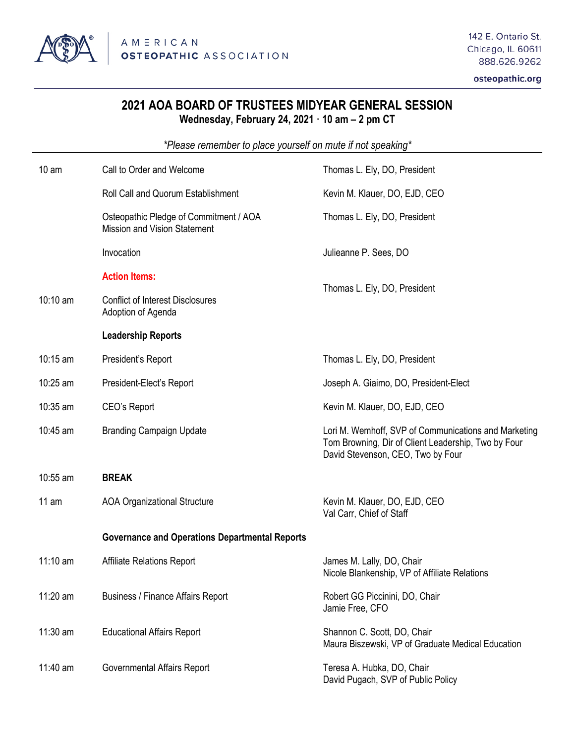AMERICAN OSTEOPATHIC ASSOCIATION

142 E. Ontario St.
Chicago, IL 60611
888.626.9262

osteopathic.org

# 2021 AOA BOARD OF TRUSTEES MIDYEAR GENERAL SESSION

**Wednesday, February 24, 2021 · 10 am – 2 pm CT**

*\*Please remember to place yourself on mute if not speaking\**

| Time | Item | Presenter |
|---|---|---|
| 10 am | Call to Order and Welcome | Thomas L. Ely, DO, President |
| | Roll Call and Quorum Establishment | Kevin M. Klauer, DO, EJD, CEO |
| | Osteopathic Pledge of Commitment / AOA Mission and Vision Statement | Thomas L. Ely, DO, President |
| | Invocation | Julieanne P. Sees, DO |
| | **Action Items:** | Thomas L. Ely, DO, President |
| 10:10 am | Conflict of Interest Disclosures<br>Adoption of Agenda | |
| | **Leadership Reports** | |
| 10:15 am | President's Report | Thomas L. Ely, DO, President |
| 10:25 am | President-Elect's Report | Joseph A. Giaimo, DO, President-Elect |
| 10:35 am | CEO's Report | Kevin M. Klauer, DO, EJD, CEO |
| 10:45 am | Branding Campaign Update | Lori M. Wemhoff, SVP of Communications and Marketing<br>Tom Browning, Dir of Client Leadership, Two by Four<br>David Stevenson, CEO, Two by Four |
| 10:55 am | **BREAK** | |
| 11 am | AOA Organizational Structure | Kevin M. Klauer, DO, EJD, CEO<br>Val Carr, Chief of Staff |
| | **Governance and Operations Departmental Reports** | |
| 11:10 am | Affiliate Relations Report | James M. Lally, DO, Chair<br>Nicole Blankenship, VP of Affiliate Relations |
| 11:20 am | Business / Finance Affairs Report | Robert GG Piccinini, DO, Chair<br>Jamie Free, CFO |
| 11:30 am | Educational Affairs Report | Shannon C. Scott, DO, Chair<br>Maura Biszewski, VP of Graduate Medical Education |
| 11:40 am | Governmental Affairs Report | Teresa A. Hubka, DO, Chair<br>David Pugach, SVP of Public Policy |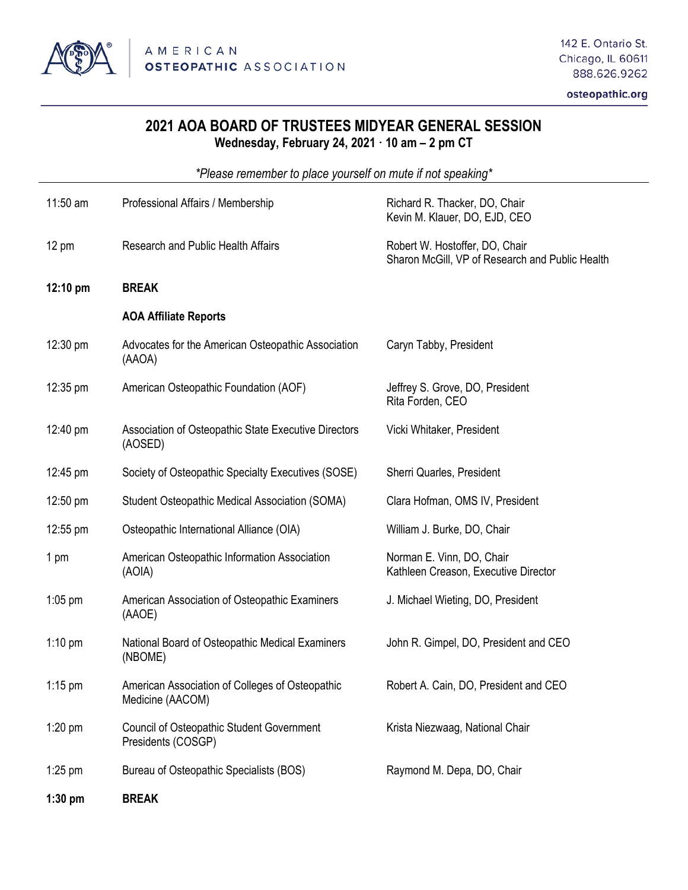## 2021 AOA BOARD OF TRUSTEES MIDYEAR GENERAL SESSION

**Wednesday, February 24, 2021 · 10 am – 2 pm CT**

*\*Please remember to place yourself on mute if not speaking\**

| | | |
|---|---|---|
| 11:50 am | Professional Affairs / Membership | Richard R. Thacker, DO, Chair<br>Kevin M. Klauer, DO, EJD, CEO |
| 12 pm | Research and Public Health Affairs | Robert W. Hostoffer, DO, Chair<br>Sharon McGill, VP of Research and Public Health |
| **12:10 pm** | **BREAK** | |
| | **AOA Affiliate Reports** | |
| 12:30 pm | Advocates for the American Osteopathic Association (AAOA) | Caryn Tabby, President |
| 12:35 pm | American Osteopathic Foundation (AOF) | Jeffrey S. Grove, DO, President<br>Rita Forden, CEO |
| 12:40 pm | Association of Osteopathic State Executive Directors (AOSED) | Vicki Whitaker, President |
| 12:45 pm | Society of Osteopathic Specialty Executives (SOSE) | Sherri Quarles, President |
| 12:50 pm | Student Osteopathic Medical Association (SOMA) | Clara Hofman, OMS IV, President |
| 12:55 pm | Osteopathic International Alliance (OIA) | William J. Burke, DO, Chair |
| 1 pm | American Osteopathic Information Association (AOIA) | Norman E. Vinn, DO, Chair<br>Kathleen Creason, Executive Director |
| 1:05 pm | American Association of Osteopathic Examiners (AAOE) | J. Michael Wieting, DO, President |
| 1:10 pm | National Board of Osteopathic Medical Examiners (NBOME) | John R. Gimpel, DO, President and CEO |
| 1:15 pm | American Association of Colleges of Osteopathic Medicine (AACOM) | Robert A. Cain, DO, President and CEO |
| 1:20 pm | Council of Osteopathic Student Government Presidents (COSGP) | Krista Niezwaag, National Chair |
| 1:25 pm | Bureau of Osteopathic Specialists (BOS) | Raymond M. Depa, DO, Chair |
| **1:30 pm** | **BREAK** | |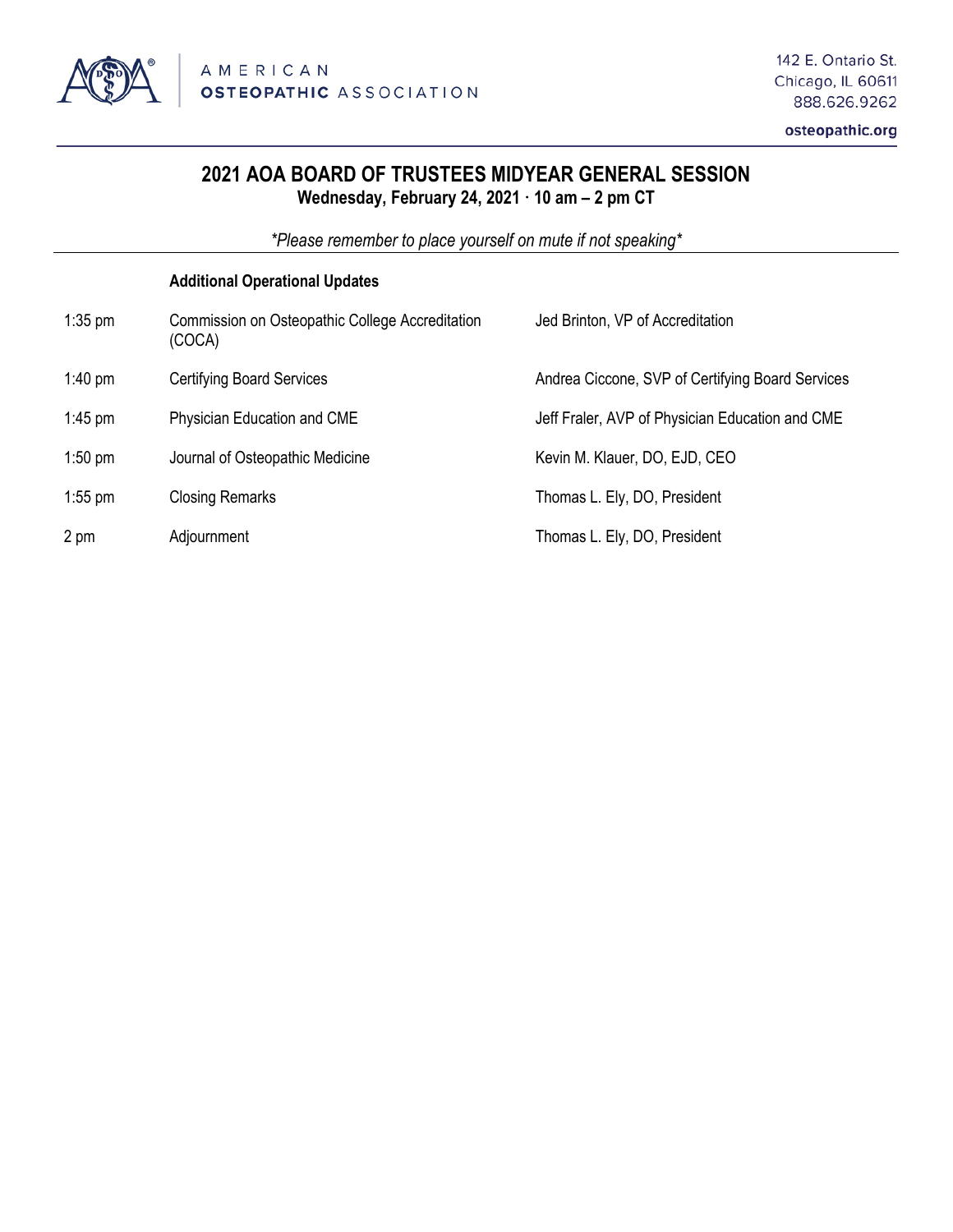## 2021 AOA BOARD OF TRUSTEES MIDYEAR GENERAL SESSION

**Wednesday, February 24, 2021 · 10 am – 2 pm CT**

*\*Please remember to place yourself on mute if not speaking\**

| | | |
|---|---|---|
| | **Additional Operational Updates** | |
| 1:35 pm | Commission on Osteopathic College Accreditation (COCA) | Jed Brinton, VP of Accreditation |
| 1:40 pm | Certifying Board Services | Andrea Ciccone, SVP of Certifying Board Services |
| 1:45 pm | Physician Education and CME | Jeff Fraler, AVP of Physician Education and CME |
| 1:50 pm | Journal of Osteopathic Medicine | Kevin M. Klauer, DO, EJD, CEO |
| 1:55 pm | Closing Remarks | Thomas L. Ely, DO, President |
| 2 pm | Adjournment | Thomas L. Ely, DO, President |